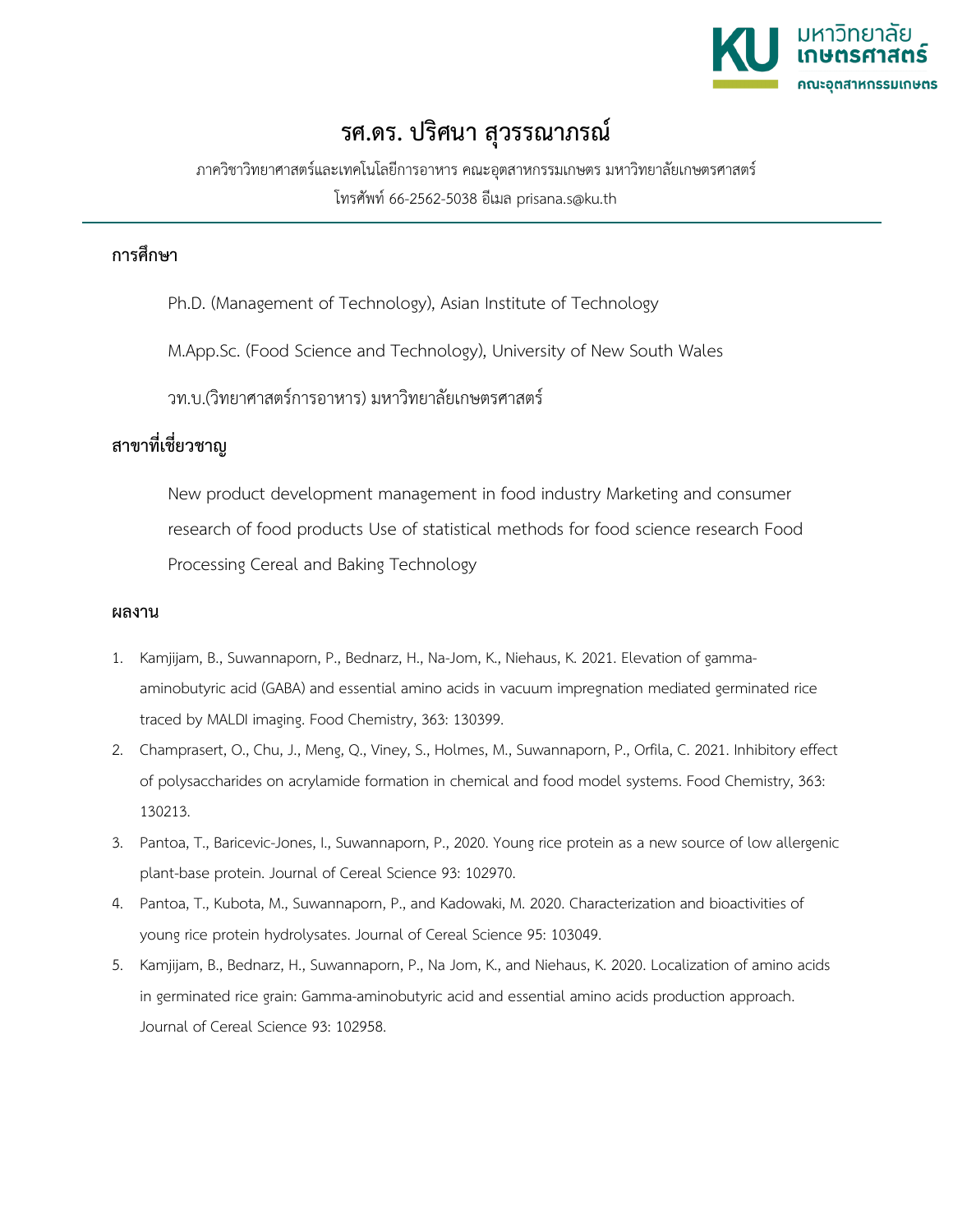# รศ.ดร. ปริศนา สุวรรณาภรณ์

ภาควิชาวิทยาศาสตร์และเทคโนโลยีการอาหาร คณะอุตสาหกรรมเกษตร มหาวิทยาลัยเกษตรศาสตร์

โทรศัพท์ 66-2562-5038 อีเมล prisana.s@ku.th

## การศึกษา

Ph.D. (Management of Technology), Asian Institute of Technology

M.App.Sc. (Food Science and Technology), University of New South Wales

วท.บ.(วิทยาศาสตร์การอาหาร) มหาวิทยาลัยเกษตรศาสตร์

## สาขาที่เชี่ยวชาญ

New product development management in food industry Marketing and consumer research of food products Use of statistical methods for food science research Food Processing Cereal and Baking Technology

## ผลงาน

1. Kamjijam, B., Suwannaporn, P., Bednarz, H., Na-Jom, K., Niehaus, K. 2021. Elevation of gamma-aminobutyric acid (GABA) and essential amino acids in vacuum impregnation mediated germinated rice traced by MALDI imaging. Food Chemistry, 363: 130399.
2. Champrasert, O., Chu, J., Meng, Q., Viney, S., Holmes, M., Suwannaporn, P., Orfila, C. 2021. Inhibitory effect of polysaccharides on acrylamide formation in chemical and food model systems. Food Chemistry, 363: 130213.
3. Pantoa, T., Baricevic-Jones, I., Suwannaporn, P., 2020. Young rice protein as a new source of low allergenic plant-base protein. Journal of Cereal Science 93: 102970.
4. Pantoa, T., Kubota, M., Suwannaporn, P., and Kadowaki, M. 2020. Characterization and bioactivities of young rice protein hydrolysates. Journal of Cereal Science 95: 103049.
5. Kamjijam, B., Bednarz, H., Suwannaporn, P., Na Jom, K., and Niehaus, K. 2020. Localization of amino acids in germinated rice grain: Gamma-aminobutyric acid and essential amino acids production approach. Journal of Cereal Science 93: 102958.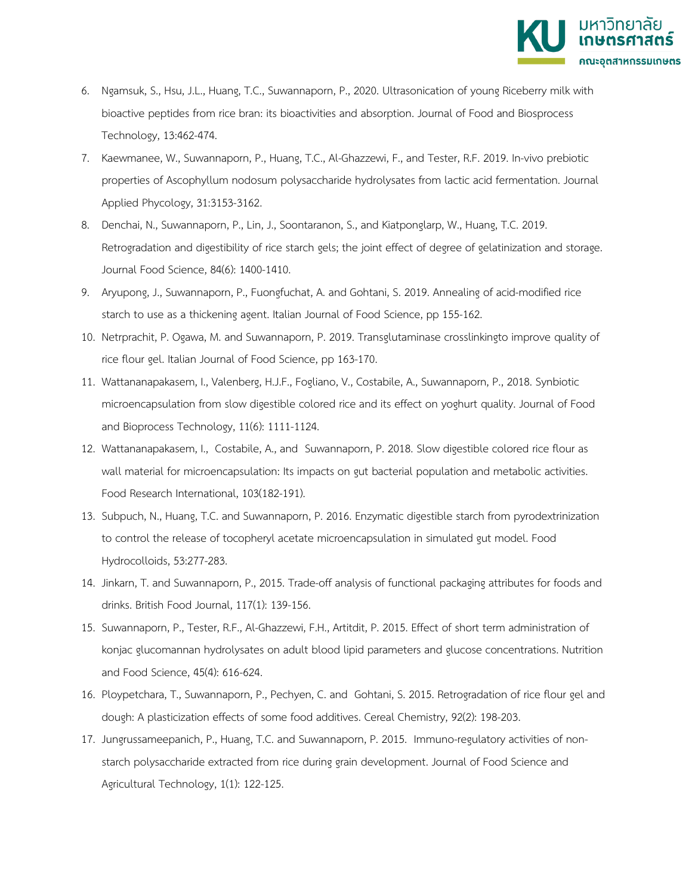6. Ngamsuk, S., Hsu, J.L., Huang, T.C., Suwannaporn, P., 2020. Ultrasonication of young Riceberry milk with bioactive peptides from rice bran: its bioactivities and absorption. Journal of Food and Biosprocess Technology, 13:462-474.
7. Kaewmanee, W., Suwannaporn, P., Huang, T.C., Al-Ghazzewi, F., and Tester, R.F. 2019. In-vivo prebiotic properties of Ascophyllum nodosum polysaccharide hydrolysates from lactic acid fermentation. Journal Applied Phycology, 31:3153-3162.
8. Denchai, N., Suwannaporn, P., Lin, J., Soontaranon, S., and Kiatponglarp, W., Huang, T.C. 2019. Retrogradation and digestibility of rice starch gels; the joint effect of degree of gelatinization and storage. Journal Food Science, 84(6): 1400-1410.
9. Aryupong, J., Suwannaporn, P., Fuongfuchat, A. and Gohtani, S. 2019. Annealing of acid-modified rice starch to use as a thickening agent. Italian Journal of Food Science, pp 155-162.
10. Netrprachit, P. Ogawa, M. and Suwannaporn, P. 2019. Transglutaminase crosslinkingto improve quality of rice flour gel. Italian Journal of Food Science, pp 163-170.
11. Wattananapakasem, I., Valenberg, H.J.F., Fogliano, V., Costabile, A., Suwannaporn, P., 2018. Synbiotic microencapsulation from slow digestible colored rice and its effect on yoghurt quality. Journal of Food and Bioprocess Technology, 11(6): 1111-1124.
12. Wattananapakasem, I., Costabile, A., and Suwannaporn, P. 2018. Slow digestible colored rice flour as wall material for microencapsulation: Its impacts on gut bacterial population and metabolic activities. Food Research International, 103(182-191).
13. Subpuch, N., Huang, T.C. and Suwannaporn, P. 2016. Enzymatic digestible starch from pyrodextrinization to control the release of tocopheryl acetate microencapsulation in simulated gut model. Food Hydrocolloids, 53:277-283.
14. Jinkarn, T. and Suwannaporn, P., 2015. Trade-off analysis of functional packaging attributes for foods and drinks. British Food Journal, 117(1): 139-156.
15. Suwannaporn, P., Tester, R.F., Al-Ghazzewi, F.H., Artitdit, P. 2015. Effect of short term administration of konjac glucomannan hydrolysates on adult blood lipid parameters and glucose concentrations. Nutrition and Food Science, 45(4): 616-624.
16. Ploypetchara, T., Suwannaporn, P., Pechyen, C. and Gohtani, S. 2015. Retrogradation of rice flour gel and dough: A plasticization effects of some food additives. Cereal Chemistry, 92(2): 198-203.
17. Jungrussameepanich, P., Huang, T.C. and Suwannaporn, P. 2015. Immuno-regulatory activities of non-starch polysaccharide extracted from rice during grain development. Journal of Food Science and Agricultural Technology, 1(1): 122-125.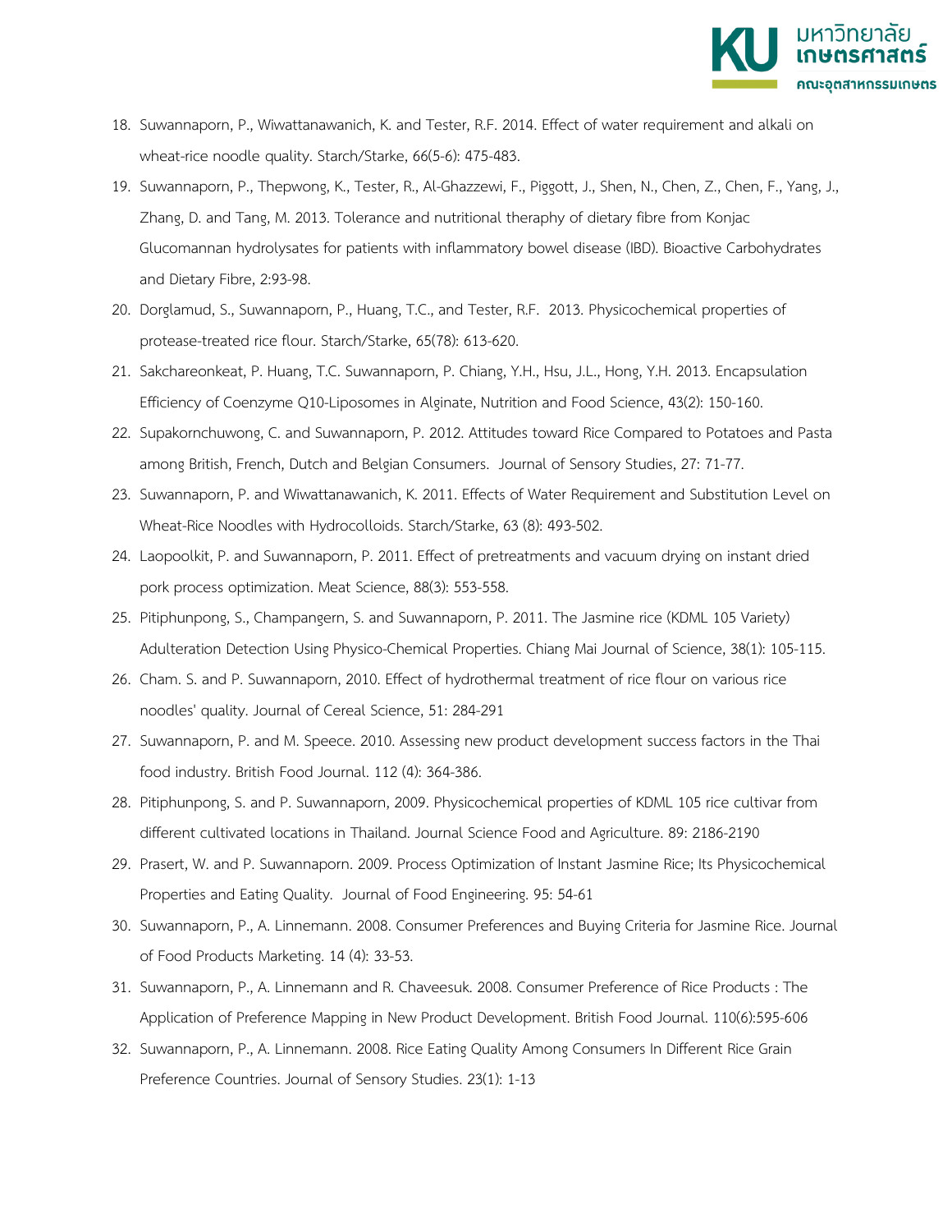18. Suwannaporn, P., Wiwattanawanich, K. and Tester, R.F. 2014. Effect of water requirement and alkali on wheat-rice noodle quality. Starch/Starke, 66(5-6): 475-483.
19. Suwannaporn, P., Thepwong, K., Tester, R., Al-Ghazzewi, F., Piggott, J., Shen, N., Chen, Z., Chen, F., Yang, J., Zhang, D. and Tang, M. 2013. Tolerance and nutritional theraphy of dietary fibre from Konjac Glucomannan hydrolysates for patients with inflammatory bowel disease (IBD). Bioactive Carbohydrates and Dietary Fibre, 2:93-98.
20. Dorglamud, S., Suwannaporn, P., Huang, T.C., and Tester, R.F. 2013. Physicochemical properties of protease-treated rice flour. Starch/Starke, 65(78): 613-620.
21. Sakchareonkeat, P. Huang, T.C. Suwannaporn, P. Chiang, Y.H., Hsu, J.L., Hong, Y.H. 2013. Encapsulation Efficiency of Coenzyme Q10-Liposomes in Alginate, Nutrition and Food Science, 43(2): 150-160.
22. Supakornchuwong, C. and Suwannaporn, P. 2012. Attitudes toward Rice Compared to Potatoes and Pasta among British, French, Dutch and Belgian Consumers. Journal of Sensory Studies, 27: 71-77.
23. Suwannaporn, P. and Wiwattanawanich, K. 2011. Effects of Water Requirement and Substitution Level on Wheat-Rice Noodles with Hydrocolloids. Starch/Starke, 63 (8): 493-502.
24. Laopoolkit, P. and Suwannaporn, P. 2011. Effect of pretreatments and vacuum drying on instant dried pork process optimization. Meat Science, 88(3): 553-558.
25. Pitiphunpong, S., Champangern, S. and Suwannaporn, P. 2011. The Jasmine rice (KDML 105 Variety) Adulteration Detection Using Physico-Chemical Properties. Chiang Mai Journal of Science, 38(1): 105-115.
26. Cham. S. and P. Suwannaporn, 2010. Effect of hydrothermal treatment of rice flour on various rice noodles' quality. Journal of Cereal Science, 51: 284-291
27. Suwannaporn, P. and M. Speece. 2010. Assessing new product development success factors in the Thai food industry. British Food Journal. 112 (4): 364-386.
28. Pitiphunpong, S. and P. Suwannaporn, 2009. Physicochemical properties of KDML 105 rice cultivar from different cultivated locations in Thailand. Journal Science Food and Agriculture. 89: 2186-2190
29. Prasert, W. and P. Suwannaporn. 2009. Process Optimization of Instant Jasmine Rice; Its Physicochemical Properties and Eating Quality. Journal of Food Engineering. 95: 54-61
30. Suwannaporn, P., A. Linnemann. 2008. Consumer Preferences and Buying Criteria for Jasmine Rice. Journal of Food Products Marketing. 14 (4): 33-53.
31. Suwannaporn, P., A. Linnemann and R. Chaveesuk. 2008. Consumer Preference of Rice Products : The Application of Preference Mapping in New Product Development. British Food Journal. 110(6):595-606
32. Suwannaporn, P., A. Linnemann. 2008. Rice Eating Quality Among Consumers In Different Rice Grain Preference Countries. Journal of Sensory Studies. 23(1): 1-13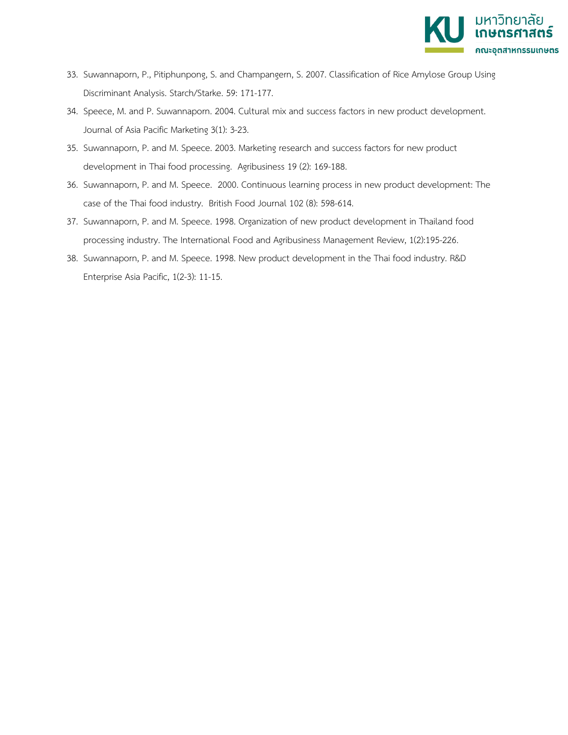33. Suwannaporn, P., Pitiphunpong, S. and Champangern, S. 2007. Classification of Rice Amylose Group Using Discriminant Analysis. Starch/Starke. 59: 171-177.
34. Speece, M. and P. Suwannaporn. 2004. Cultural mix and success factors in new product development. Journal of Asia Pacific Marketing 3(1): 3-23.
35. Suwannaporn, P. and M. Speece. 2003. Marketing research and success factors for new product development in Thai food processing. Agribusiness 19 (2): 169-188.
36. Suwannaporn, P. and M. Speece. 2000. Continuous learning process in new product development: The case of the Thai food industry. British Food Journal 102 (8): 598-614.
37. Suwannaporn, P. and M. Speece. 1998. Organization of new product development in Thailand food processing industry. The International Food and Agribusiness Management Review, 1(2):195-226.
38. Suwannaporn, P. and M. Speece. 1998. New product development in the Thai food industry. R&D Enterprise Asia Pacific, 1(2-3): 11-15.